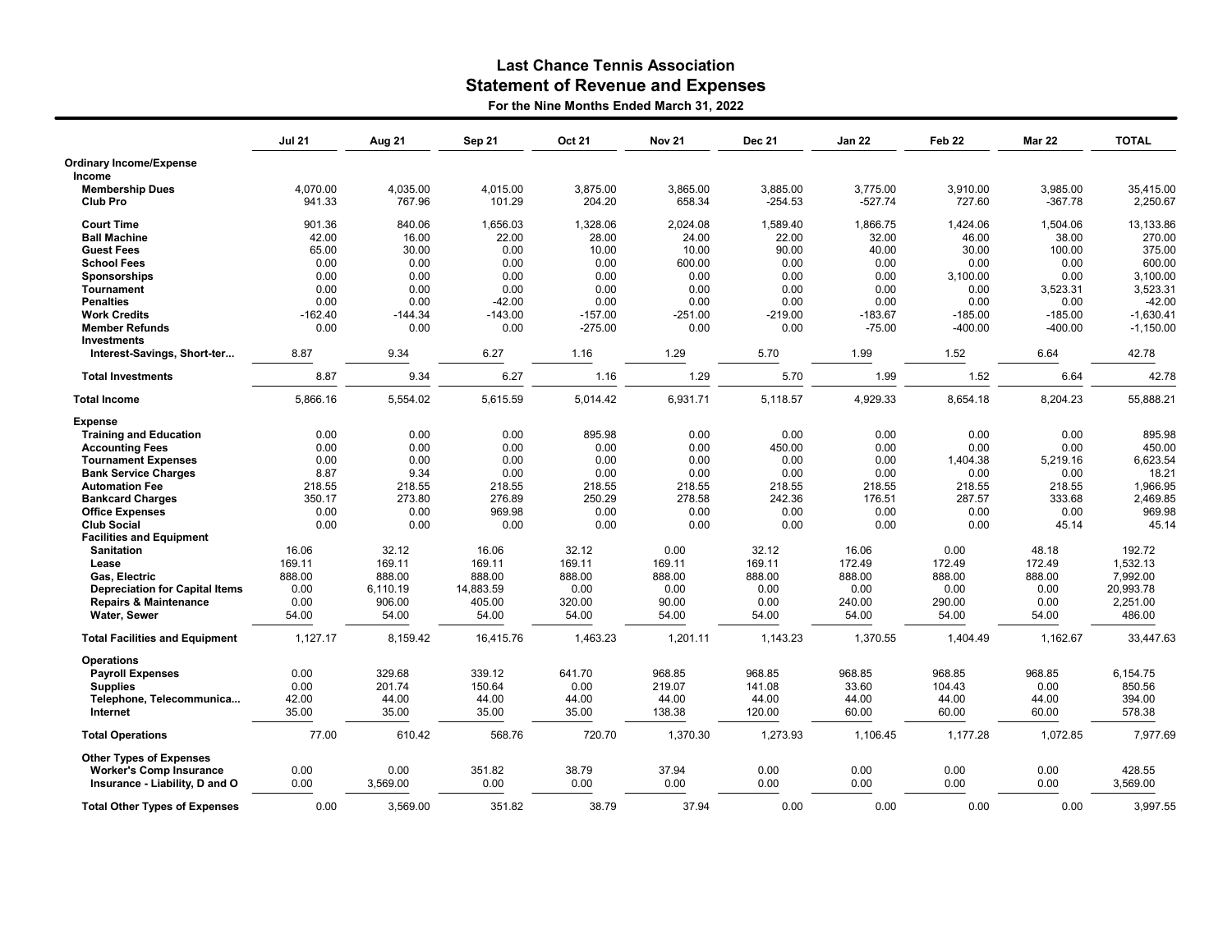# Last Chance Tennis Association

## Statement of Revenue and Expenses

**For the Nine Months Ended March 31, 2022**

| | Jul 21 | Aug 21 | Sep 21 | Oct 21 | Nov 21 | Dec 21 | Jan 22 | Feb 22 | Mar 22 | TOTAL |
|---|---|---|---|---|---|---|---|---|---|---|
| **Ordinary Income/Expense** | | | | | | | | | | |
| **Income** | | | | | | | | | | |
| **Membership Dues** | 4,070.00 | 4,035.00 | 4,015.00 | 3,875.00 | 3,865.00 | 3,885.00 | 3,775.00 | 3,910.00 | 3,985.00 | 35,415.00 |
| **Club Pro** | 941.33 | 767.96 | 101.29 | 204.20 | 658.34 | -254.53 | -527.74 | 727.60 | -367.78 | 2,250.67 |
| **Court Time** | 901.36 | 840.06 | 1,656.03 | 1,328.06 | 2,024.08 | 1,589.40 | 1,866.75 | 1,424.06 | 1,504.06 | 13,133.86 |
| **Ball Machine** | 42.00 | 16.00 | 22.00 | 28.00 | 24.00 | 22.00 | 32.00 | 46.00 | 38.00 | 270.00 |
| **Guest Fees** | 65.00 | 30.00 | 0.00 | 10.00 | 10.00 | 90.00 | 40.00 | 30.00 | 100.00 | 375.00 |
| **School Fees** | 0.00 | 0.00 | 0.00 | 0.00 | 600.00 | 0.00 | 0.00 | 0.00 | 0.00 | 600.00 |
| **Sponsorships** | 0.00 | 0.00 | 0.00 | 0.00 | 0.00 | 0.00 | 0.00 | 3,100.00 | 0.00 | 3,100.00 |
| **Tournament** | 0.00 | 0.00 | 0.00 | 0.00 | 0.00 | 0.00 | 0.00 | 0.00 | 3,523.31 | 3,523.31 |
| **Penalties** | 0.00 | 0.00 | -42.00 | 0.00 | 0.00 | 0.00 | 0.00 | 0.00 | 0.00 | -42.00 |
| **Work Credits** | -162.40 | -144.34 | -143.00 | -157.00 | -251.00 | -219.00 | -183.67 | -185.00 | -185.00 | -1,630.41 |
| **Member Refunds** | 0.00 | 0.00 | 0.00 | -275.00 | 0.00 | 0.00 | -75.00 | -400.00 | -400.00 | -1,150.00 |
| **Investments** | | | | | | | | | | |
| **Interest-Savings, Short-ter...** | 8.87 | 9.34 | 6.27 | 1.16 | 1.29 | 5.70 | 1.99 | 1.52 | 6.64 | 42.78 |
| **Total Investments** | 8.87 | 9.34 | 6.27 | 1.16 | 1.29 | 5.70 | 1.99 | 1.52 | 6.64 | 42.78 |
| **Total Income** | 5,866.16 | 5,554.02 | 5,615.59 | 5,014.42 | 6,931.71 | 5,118.57 | 4,929.33 | 8,654.18 | 8,204.23 | 55,888.21 |
| **Expense** | | | | | | | | | | |
| **Training and Education** | 0.00 | 0.00 | 0.00 | 895.98 | 0.00 | 0.00 | 0.00 | 0.00 | 0.00 | 895.98 |
| **Accounting Fees** | 0.00 | 0.00 | 0.00 | 0.00 | 0.00 | 450.00 | 0.00 | 0.00 | 0.00 | 450.00 |
| **Tournament Expenses** | 0.00 | 0.00 | 0.00 | 0.00 | 0.00 | 0.00 | 0.00 | 1,404.38 | 5,219.16 | 6,623.54 |
| **Bank Service Charges** | 8.87 | 9.34 | 0.00 | 0.00 | 0.00 | 0.00 | 0.00 | 0.00 | 0.00 | 18.21 |
| **Automation Fee** | 218.55 | 218.55 | 218.55 | 218.55 | 218.55 | 218.55 | 218.55 | 218.55 | 218.55 | 1,966.95 |
| **Bankcard Charges** | 350.17 | 273.80 | 276.89 | 250.29 | 278.58 | 242.36 | 176.51 | 287.57 | 333.68 | 2,469.85 |
| **Office Expenses** | 0.00 | 0.00 | 969.98 | 0.00 | 0.00 | 0.00 | 0.00 | 0.00 | 0.00 | 969.98 |
| **Club Social** | 0.00 | 0.00 | 0.00 | 0.00 | 0.00 | 0.00 | 0.00 | 0.00 | 45.14 | 45.14 |
| **Facilities and Equipment** | | | | | | | | | | |
| **Sanitation** | 16.06 | 32.12 | 16.06 | 32.12 | 0.00 | 32.12 | 16.06 | 0.00 | 48.18 | 192.72 |
| **Lease** | 169.11 | 169.11 | 169.11 | 169.11 | 169.11 | 169.11 | 172.49 | 172.49 | 172.49 | 1,532.13 |
| **Gas, Electric** | 888.00 | 888.00 | 888.00 | 888.00 | 888.00 | 888.00 | 888.00 | 888.00 | 888.00 | 7,992.00 |
| **Depreciation for Capital Items** | 0.00 | 6,110.19 | 14,883.59 | 0.00 | 0.00 | 0.00 | 0.00 | 0.00 | 0.00 | 20,993.78 |
| **Repairs & Maintenance** | 0.00 | 906.00 | 405.00 | 320.00 | 90.00 | 0.00 | 240.00 | 290.00 | 0.00 | 2,251.00 |
| **Water, Sewer** | 54.00 | 54.00 | 54.00 | 54.00 | 54.00 | 54.00 | 54.00 | 54.00 | 54.00 | 486.00 |
| **Total Facilities and Equipment** | 1,127.17 | 8,159.42 | 16,415.76 | 1,463.23 | 1,201.11 | 1,143.23 | 1,370.55 | 1,404.49 | 1,162.67 | 33,447.63 |
| **Operations** | | | | | | | | | | |
| **Payroll Expenses** | 0.00 | 329.68 | 339.12 | 641.70 | 968.85 | 968.85 | 968.85 | 968.85 | 968.85 | 6,154.75 |
| **Supplies** | 0.00 | 201.74 | 150.64 | 0.00 | 219.07 | 141.08 | 33.60 | 104.43 | 0.00 | 850.56 |
| **Telephone, Telecommunica...** | 42.00 | 44.00 | 44.00 | 44.00 | 44.00 | 44.00 | 44.00 | 44.00 | 44.00 | 394.00 |
| **Internet** | 35.00 | 35.00 | 35.00 | 35.00 | 138.38 | 120.00 | 60.00 | 60.00 | 60.00 | 578.38 |
| **Total Operations** | 77.00 | 610.42 | 568.76 | 720.70 | 1,370.30 | 1,273.93 | 1,106.45 | 1,177.28 | 1,072.85 | 7,977.69 |
| **Other Types of Expenses** | | | | | | | | | | |
| **Worker's Comp Insurance** | 0.00 | 0.00 | 351.82 | 38.79 | 37.94 | 0.00 | 0.00 | 0.00 | 0.00 | 428.55 |
| **Insurance - Liability, D and O** | 0.00 | 3,569.00 | 0.00 | 0.00 | 0.00 | 0.00 | 0.00 | 0.00 | 0.00 | 3,569.00 |
| **Total Other Types of Expenses** | 0.00 | 3,569.00 | 351.82 | 38.79 | 37.94 | 0.00 | 0.00 | 0.00 | 0.00 | 3,997.55 |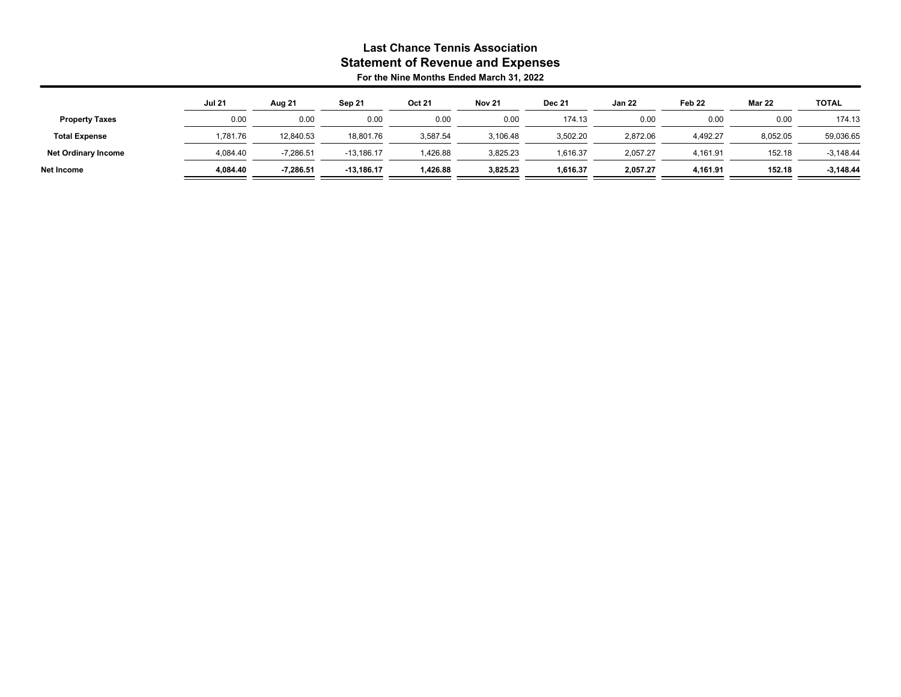## Last Chance Tennis Association
## Statement of Revenue and Expenses
**For the Nine Months Ended March 31, 2022**

| | Jul 21 | Aug 21 | Sep 21 | Oct 21 | Nov 21 | Dec 21 | Jan 22 | Feb 22 | Mar 22 | TOTAL |
|---|---|---|---|---|---|---|---|---|---|---|
| Property Taxes | 0.00 | 0.00 | 0.00 | 0.00 | 0.00 | 174.13 | 0.00 | 0.00 | 0.00 | 174.13 |
| Total Expense | 1,781.76 | 12,840.53 | 18,801.76 | 3,587.54 | 3,106.48 | 3,502.20 | 2,872.06 | 4,492.27 | 8,052.05 | 59,036.65 |
| Net Ordinary Income | 4,084.40 | -7,286.51 | -13,186.17 | 1,426.88 | 3,825.23 | 1,616.37 | 2,057.27 | 4,161.91 | 152.18 | -3,148.44 |
| **Net Income** | **4,084.40** | **-7,286.51** | **-13,186.17** | **1,426.88** | **3,825.23** | **1,616.37** | **2,057.27** | **4,161.91** | **152.18** | **-3,148.44** |